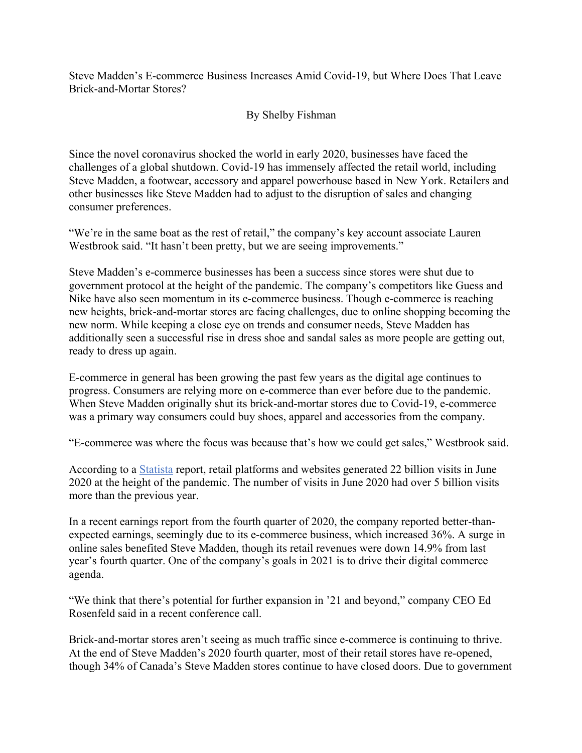# Steve Madden's E-commerce Business Increases Amid Covid-19, but Where Does That Leave Brick-and-Mortar Stores?

By Shelby Fishman

Since the novel coronavirus shocked the world in early 2020, businesses have faced the challenges of a global shutdown. Covid-19 has immensely affected the retail world, including Steve Madden, a footwear, accessory and apparel powerhouse based in New York. Retailers and other businesses like Steve Madden had to adjust to the disruption of sales and changing consumer preferences.

"We're in the same boat as the rest of retail," the company's key account associate Lauren Westbrook said. "It hasn't been pretty, but we are seeing improvements."

Steve Madden's e-commerce businesses has been a success since stores were shut due to government protocol at the height of the pandemic. The company's competitors like Guess and Nike have also seen momentum in its e-commerce business. Though e-commerce is reaching new heights, brick-and-mortar stores are facing challenges, due to online shopping becoming the new norm. While keeping a close eye on trends and consumer needs, Steve Madden has additionally seen a successful rise in dress shoe and sandal sales as more people are getting out, ready to dress up again.

E-commerce in general has been growing the past few years as the digital age continues to progress. Consumers are relying more on e-commerce than ever before due to the pandemic. When Steve Madden originally shut its brick-and-mortar stores due to Covid-19, e-commerce was a primary way consumers could buy shoes, apparel and accessories from the company.

"E-commerce was where the focus was because that's how we could get sales," Westbrook said.

According to a [Statista](Statista) report, retail platforms and websites generated 22 billion visits in June 2020 at the height of the pandemic. The number of visits in June 2020 had over 5 billion visits more than the previous year.

In a recent earnings report from the fourth quarter of 2020, the company reported better-than-expected earnings, seemingly due to its e-commerce business, which increased 36%. A surge in online sales benefited Steve Madden, though its retail revenues were down 14.9% from last year's fourth quarter. One of the company's goals in 2021 is to drive their digital commerce agenda.

"We think that there's potential for further expansion in '21 and beyond," company CEO Ed Rosenfeld said in a recent conference call.

Brick-and-mortar stores aren't seeing as much traffic since e-commerce is continuing to thrive. At the end of Steve Madden's 2020 fourth quarter, most of their retail stores have re-opened, though 34% of Canada's Steve Madden stores continue to have closed doors. Due to government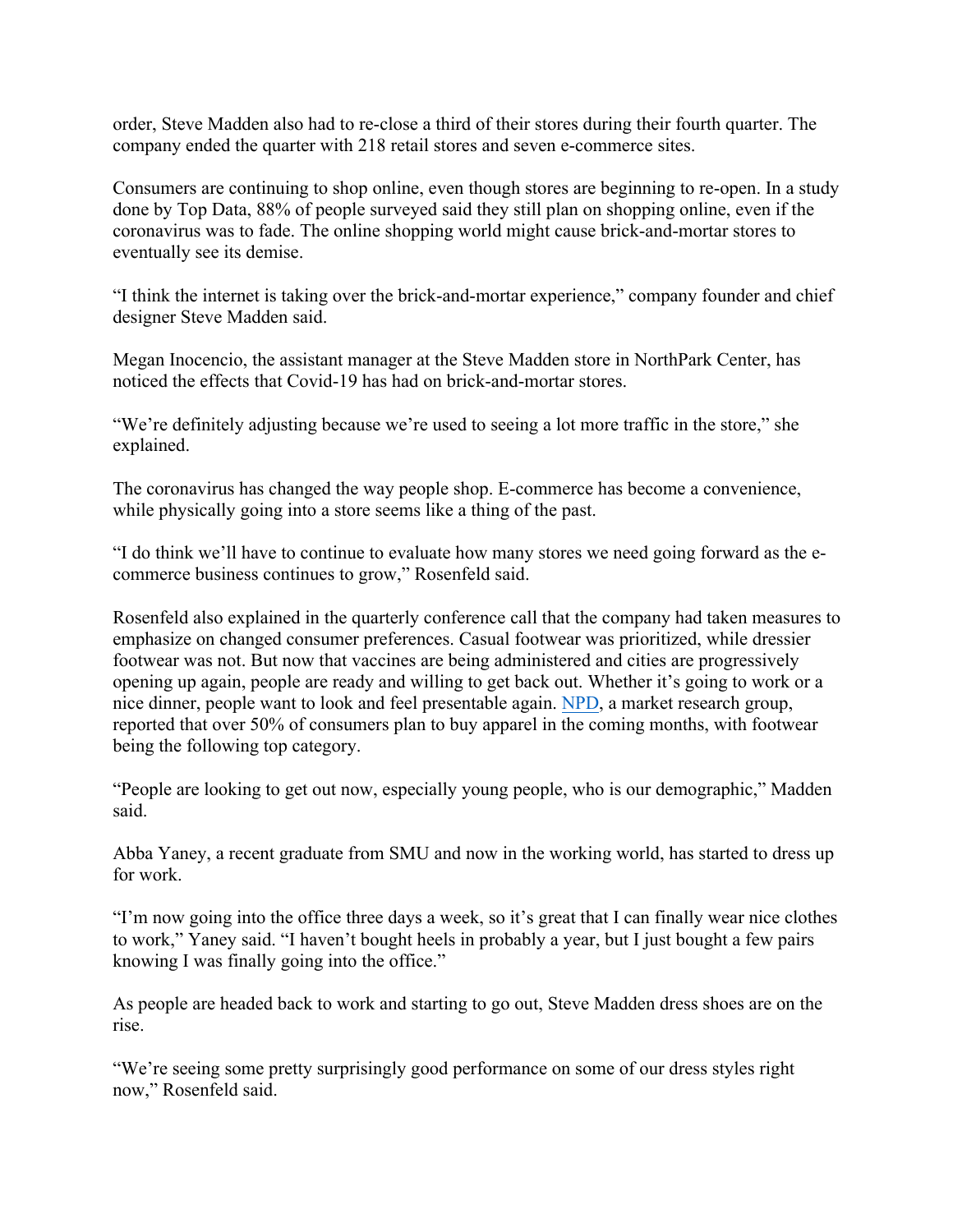order, Steve Madden also had to re-close a third of their stores during their fourth quarter. The company ended the quarter with 218 retail stores and seven e-commerce sites.

Consumers are continuing to shop online, even though stores are beginning to re-open. In a study done by Top Data, 88% of people surveyed said they still plan on shopping online, even if the coronavirus was to fade. The online shopping world might cause brick-and-mortar stores to eventually see its demise.

"I think the internet is taking over the brick-and-mortar experience," company founder and chief designer Steve Madden said.

Megan Inocencio, the assistant manager at the Steve Madden store in NorthPark Center, has noticed the effects that Covid-19 has had on brick-and-mortar stores.

"We're definitely adjusting because we're used to seeing a lot more traffic in the store," she explained.

The coronavirus has changed the way people shop. E-commerce has become a convenience, while physically going into a store seems like a thing of the past.

"I do think we'll have to continue to evaluate how many stores we need going forward as the e-commerce business continues to grow," Rosenfeld said.

Rosenfeld also explained in the quarterly conference call that the company had taken measures to emphasize on changed consumer preferences. Casual footwear was prioritized, while dressier footwear was not. But now that vaccines are being administered and cities are progressively opening up again, people are ready and willing to get back out. Whether it's going to work or a nice dinner, people want to look and feel presentable again. NPD, a market research group, reported that over 50% of consumers plan to buy apparel in the coming months, with footwear being the following top category.

"People are looking to get out now, especially young people, who is our demographic," Madden said.

Abba Yaney, a recent graduate from SMU and now in the working world, has started to dress up for work.

"I'm now going into the office three days a week, so it's great that I can finally wear nice clothes to work," Yaney said. "I haven't bought heels in probably a year, but I just bought a few pairs knowing I was finally going into the office."

As people are headed back to work and starting to go out, Steve Madden dress shoes are on the rise.

"We're seeing some pretty surprisingly good performance on some of our dress styles right now," Rosenfeld said.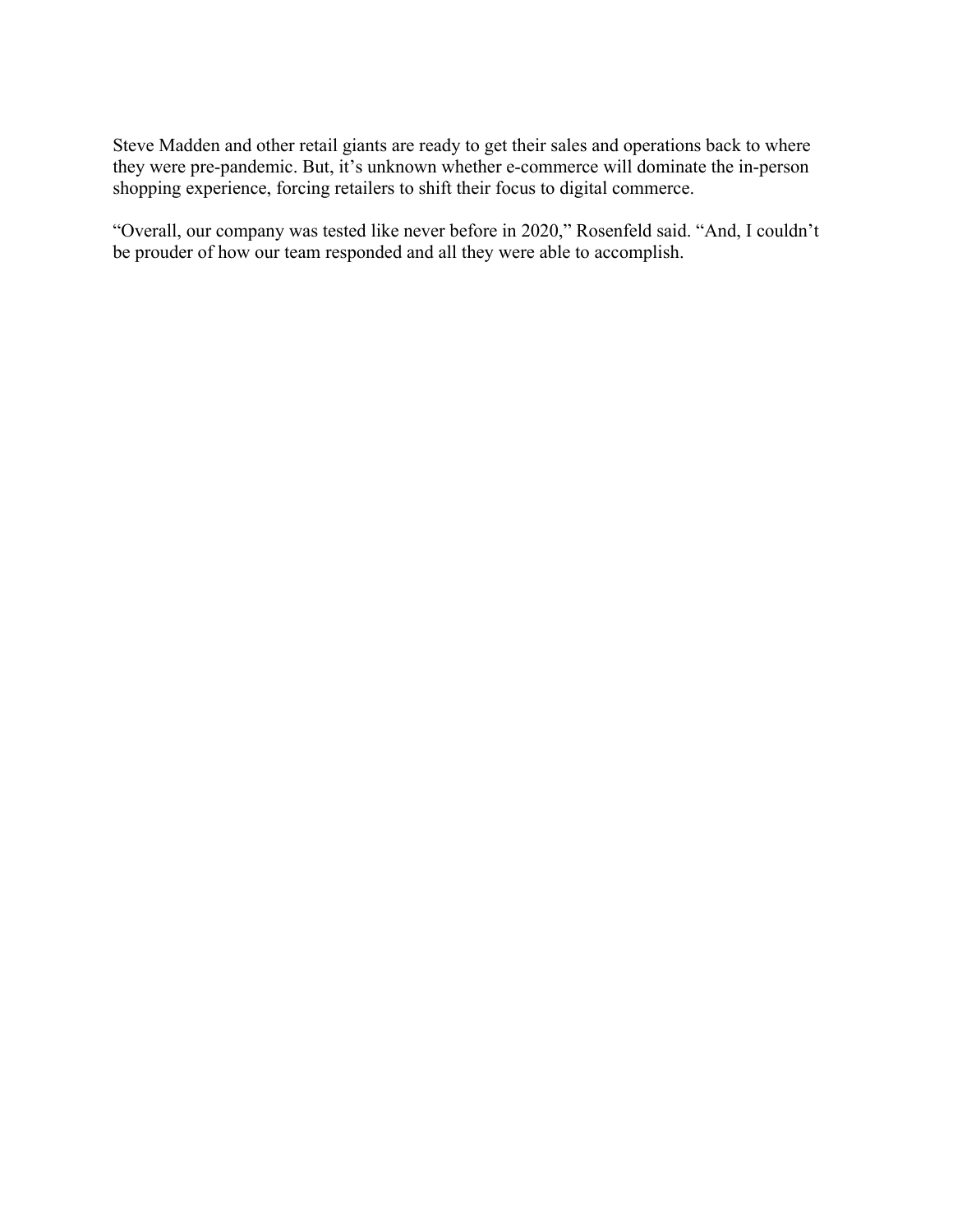Steve Madden and other retail giants are ready to get their sales and operations back to where they were pre-pandemic. But, it's unknown whether e-commerce will dominate the in-person shopping experience, forcing retailers to shift their focus to digital commerce.

"Overall, our company was tested like never before in 2020," Rosenfeld said. "And, I couldn't be prouder of how our team responded and all they were able to accomplish.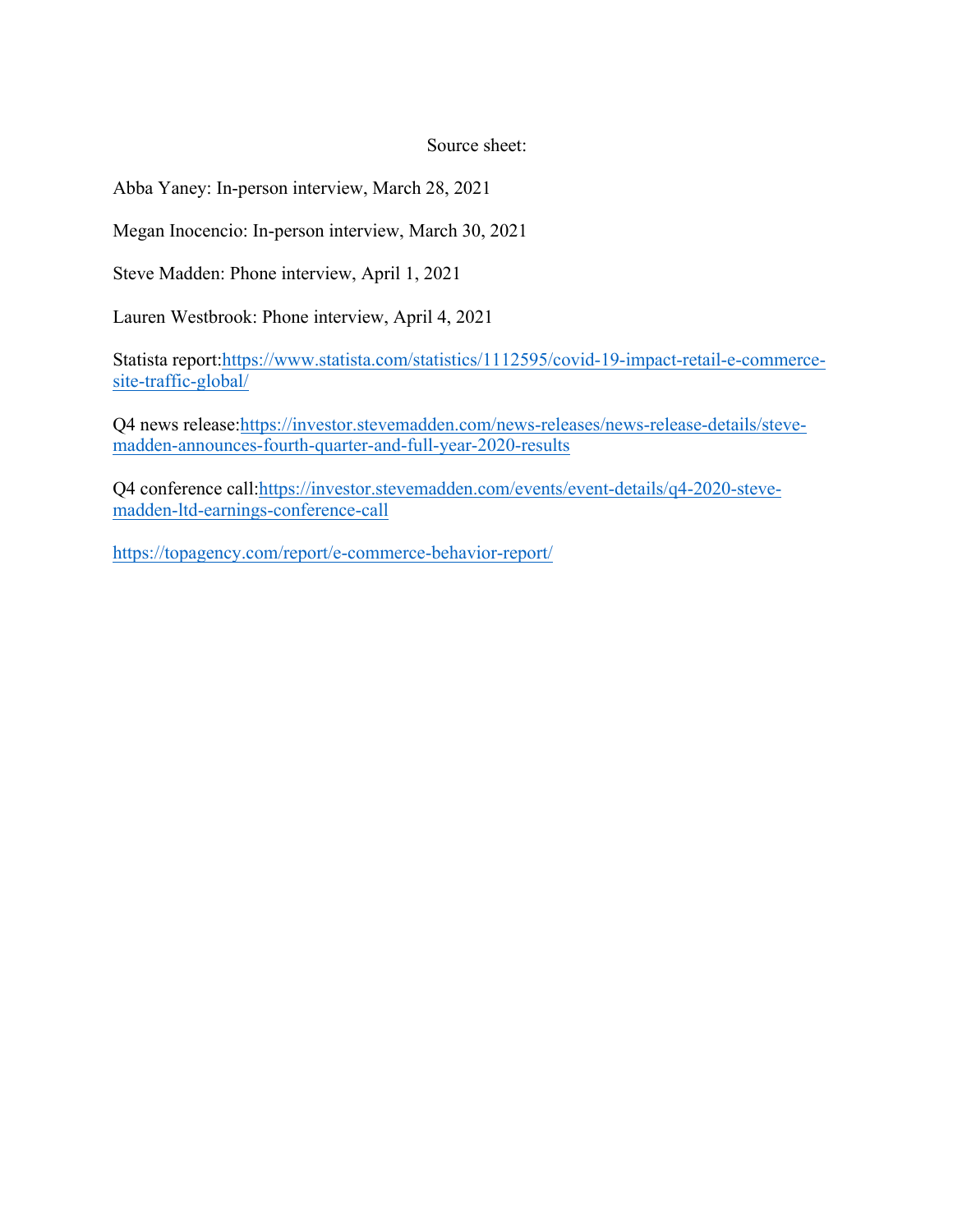Source sheet:

Abba Yaney: In-person interview, March 28, 2021

Megan Inocencio: In-person interview, March 30, 2021

Steve Madden: Phone interview, April 1, 2021

Lauren Westbrook: Phone interview, April 4, 2021

Statista report:[https://www.statista.com/statistics/1112595/covid-19-impact-retail-e-commerce-site-traffic-global/](https://www.statista.com/statistics/1112595/covid-19-impact-retail-e-commerce-site-traffic-global/)

Q4 news release:[https://investor.stevemadden.com/news-releases/news-release-details/steve-madden-announces-fourth-quarter-and-full-year-2020-results](https://investor.stevemadden.com/news-releases/news-release-details/steve-madden-announces-fourth-quarter-and-full-year-2020-results)

Q4 conference call:[https://investor.stevemadden.com/events/event-details/q4-2020-steve-madden-ltd-earnings-conference-call](https://investor.stevemadden.com/events/event-details/q4-2020-steve-madden-ltd-earnings-conference-call)

[https://topagency.com/report/e-commerce-behavior-report/](https://topagency.com/report/e-commerce-behavior-report/)